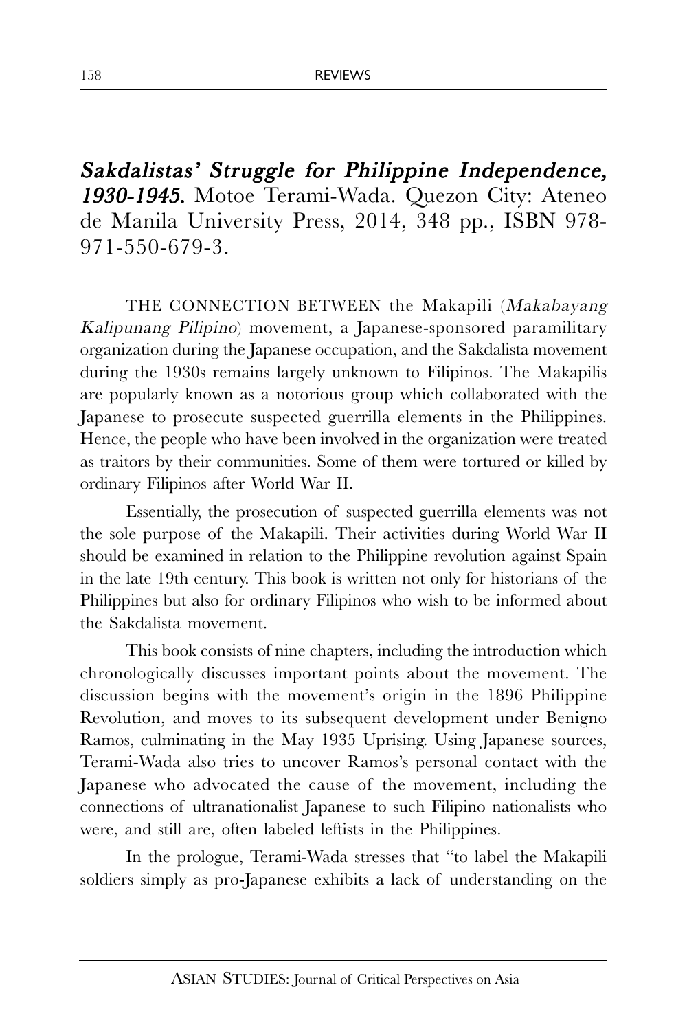***Sakdalistas' Struggle for Philippine Independence, 1930-1945.*** Motoe Terami-Wada. Quezon City: Ateneo de Manila University Press, 2014, 348 pp., ISBN 978-971-550-679-3.

THE CONNECTION BETWEEN the Makapili (*Makabayang Kalipunang Pilipino*) movement, a Japanese-sponsored paramilitary organization during the Japanese occupation, and the Sakdalista movement during the 1930s remains largely unknown to Filipinos. The Makapilis are popularly known as a notorious group which collaborated with the Japanese to prosecute suspected guerrilla elements in the Philippines. Hence, the people who have been involved in the organization were treated as traitors by their communities. Some of them were tortured or killed by ordinary Filipinos after World War II.

Essentially, the prosecution of suspected guerrilla elements was not the sole purpose of the Makapili. Their activities during World War II should be examined in relation to the Philippine revolution against Spain in the late 19th century. This book is written not only for historians of the Philippines but also for ordinary Filipinos who wish to be informed about the Sakdalista movement.

This book consists of nine chapters, including the introduction which chronologically discusses important points about the movement. The discussion begins with the movement's origin in the 1896 Philippine Revolution, and moves to its subsequent development under Benigno Ramos, culminating in the May 1935 Uprising. Using Japanese sources, Terami-Wada also tries to uncover Ramos's personal contact with the Japanese who advocated the cause of the movement, including the connections of ultranationalist Japanese to such Filipino nationalists who were, and still are, often labeled leftists in the Philippines.

In the prologue, Terami-Wada stresses that "to label the Makapili soldiers simply as pro-Japanese exhibits a lack of understanding on the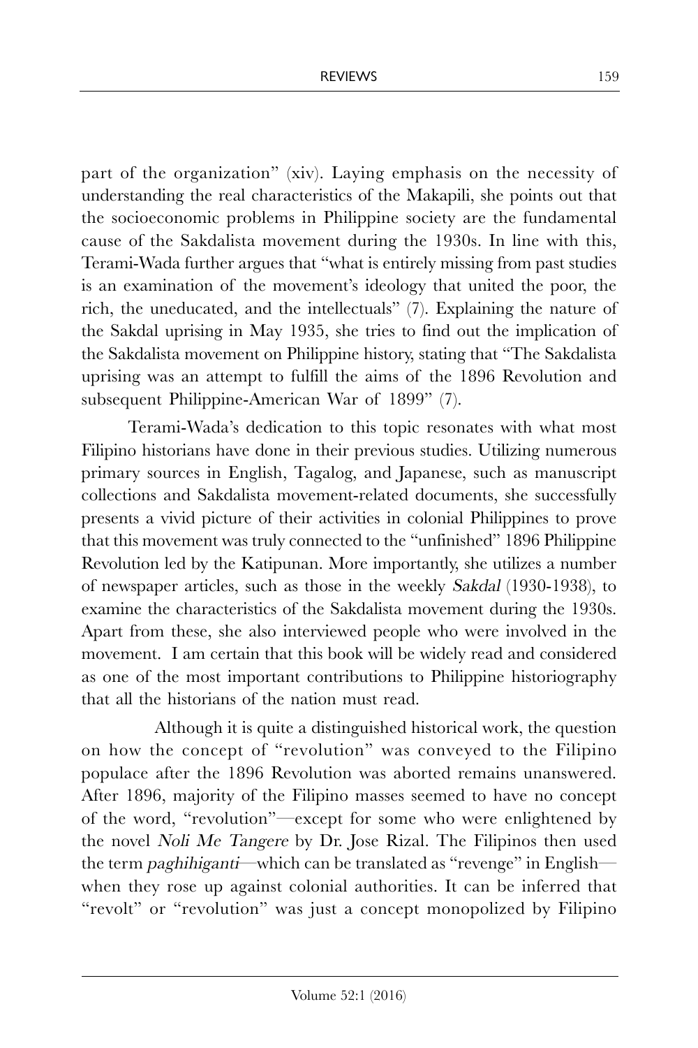part of the organization" (xiv). Laying emphasis on the necessity of understanding the real characteristics of the Makapili, she points out that the socioeconomic problems in Philippine society are the fundamental cause of the Sakdalista movement during the 1930s. In line with this, Terami-Wada further argues that "what is entirely missing from past studies is an examination of the movement's ideology that united the poor, the rich, the uneducated, and the intellectuals" (7). Explaining the nature of the Sakdal uprising in May 1935, she tries to find out the implication of the Sakdalista movement on Philippine history, stating that "The Sakdalista uprising was an attempt to fulfill the aims of the 1896 Revolution and subsequent Philippine-American War of 1899" (7).

Terami-Wada's dedication to this topic resonates with what most Filipino historians have done in their previous studies. Utilizing numerous primary sources in English, Tagalog, and Japanese, such as manuscript collections and Sakdalista movement-related documents, she successfully presents a vivid picture of their activities in colonial Philippines to prove that this movement was truly connected to the "unfinished" 1896 Philippine Revolution led by the Katipunan. More importantly, she utilizes a number of newspaper articles, such as those in the weekly *Sakdal* (1930-1938), to examine the characteristics of the Sakdalista movement during the 1930s. Apart from these, she also interviewed people who were involved in the movement. I am certain that this book will be widely read and considered as one of the most important contributions to Philippine historiography that all the historians of the nation must read.

Although it is quite a distinguished historical work, the question on how the concept of "revolution" was conveyed to the Filipino populace after the 1896 Revolution was aborted remains unanswered. After 1896, majority of the Filipino masses seemed to have no concept of the word, "revolution"—except for some who were enlightened by the novel *Noli Me Tangere* by Dr. Jose Rizal. The Filipinos then used the term *paghihiganti*—which can be translated as "revenge" in English—when they rose up against colonial authorities. It can be inferred that "revolt" or "revolution" was just a concept monopolized by Filipino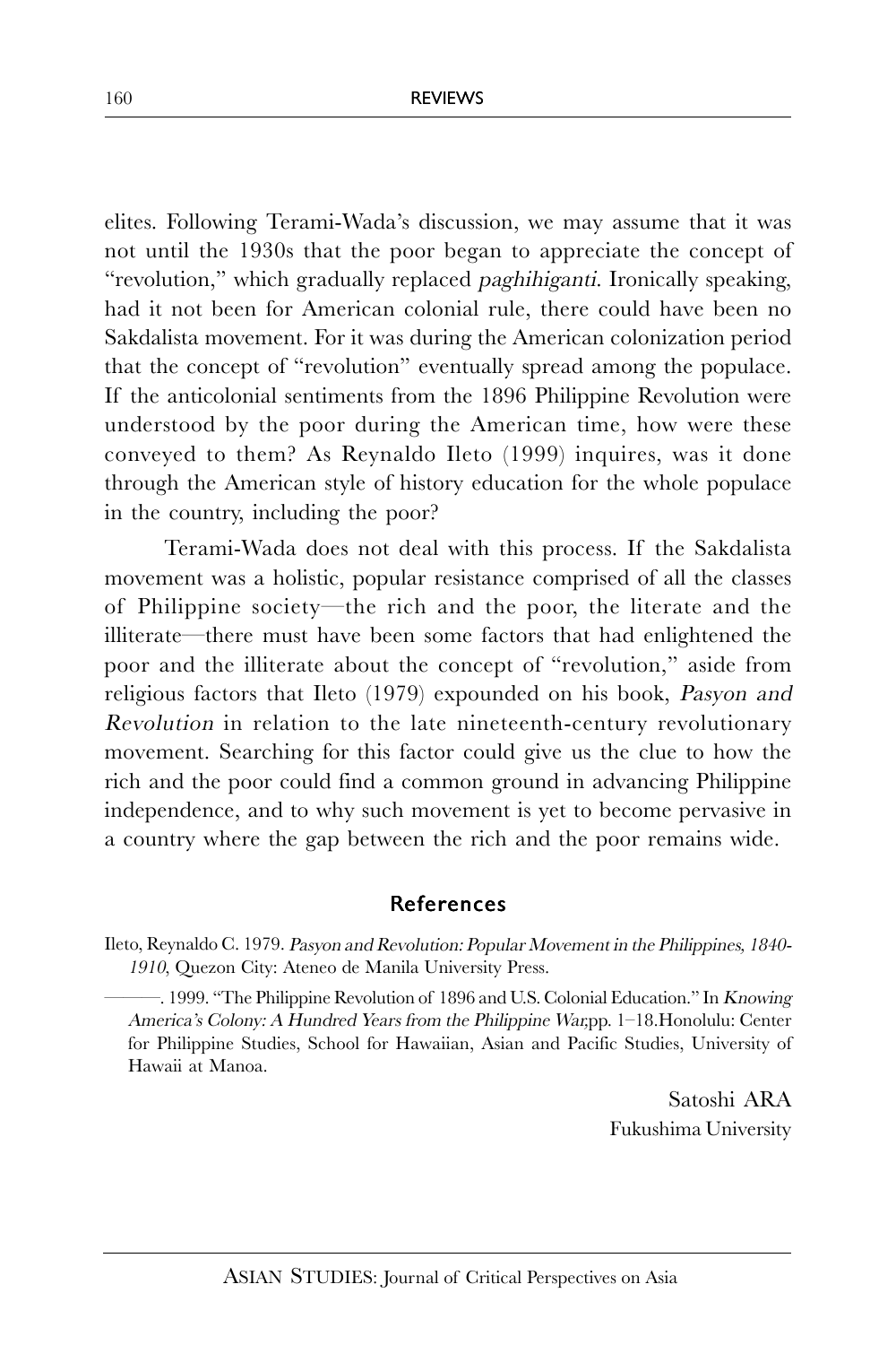elites. Following Terami-Wada's discussion, we may assume that it was not until the 1930s that the poor began to appreciate the concept of "revolution," which gradually replaced *paghihiganti*. Ironically speaking, had it not been for American colonial rule, there could have been no Sakdalista movement. For it was during the American colonization period that the concept of "revolution" eventually spread among the populace. If the anticolonial sentiments from the 1896 Philippine Revolution were understood by the poor during the American time, how were these conveyed to them? As Reynaldo Ileto (1999) inquires, was it done through the American style of history education for the whole populace in the country, including the poor?

Terami-Wada does not deal with this process. If the Sakdalista movement was a holistic, popular resistance comprised of all the classes of Philippine society—the rich and the poor, the literate and the illiterate—there must have been some factors that had enlightened the poor and the illiterate about the concept of "revolution," aside from religious factors that Ileto (1979) expounded on his book, *Pasyon and Revolution* in relation to the late nineteenth-century revolutionary movement. Searching for this factor could give us the clue to how the rich and the poor could find a common ground in advancing Philippine independence, and to why such movement is yet to become pervasive in a country where the gap between the rich and the poor remains wide.

## References

Ileto, Reynaldo C. 1979. *Pasyon and Revolution: Popular Movement in the Philippines, 1840-1910*, Quezon City: Ateneo de Manila University Press.

———. 1999. "The Philippine Revolution of 1896 and U.S. Colonial Education." In *Knowing America's Colony: A Hundred Years from the Philippine War*,pp. 1–18.Honolulu: Center for Philippine Studies, School for Hawaiian, Asian and Pacific Studies, University of Hawaii at Manoa.

Satoshi ARA
Fukushima University